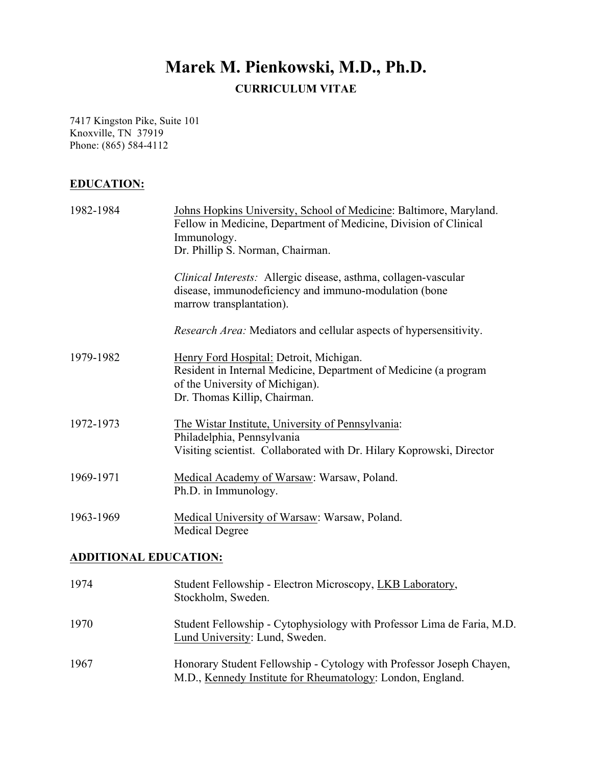# Marek M. Pienkowski, M.D., Ph.D.

## CURRICULUM VITAE

7417 Kingston Pike, Suite 101
Knoxville, TN 37919
Phone: (865) 584-4112

**EDUCATION:**

1982-1984 Johns Hopkins University, School of Medicine: Baltimore, Maryland.
Fellow in Medicine, Department of Medicine, Division of Clinical Immunology.
Dr. Phillip S. Norman, Chairman.

*Clinical Interests:* Allergic disease, asthma, collagen-vascular disease, immunodeficiency and immuno-modulation (bone marrow transplantation).

*Research Area:* Mediators and cellular aspects of hypersensitivity.

1979-1982 Henry Ford Hospital: Detroit, Michigan.
Resident in Internal Medicine, Department of Medicine (a program of the University of Michigan).
Dr. Thomas Killip, Chairman.

1972-1973 The Wistar Institute, University of Pennsylvania:
Philadelphia, Pennsylvania
Visiting scientist. Collaborated with Dr. Hilary Koprowski, Director

1969-1971 Medical Academy of Warsaw: Warsaw, Poland.
Ph.D. in Immunology.

1963-1969 Medical University of Warsaw: Warsaw, Poland.
Medical Degree

**ADDITIONAL EDUCATION:**

1974 Student Fellowship - Electron Microscopy, LKB Laboratory, Stockholm, Sweden.

1970 Student Fellowship - Cytophysiology with Professor Lima de Faria, M.D.
Lund University: Lund, Sweden.

1967 Honorary Student Fellowship - Cytology with Professor Joseph Chayen, M.D., Kennedy Institute for Rheumatology: London, England.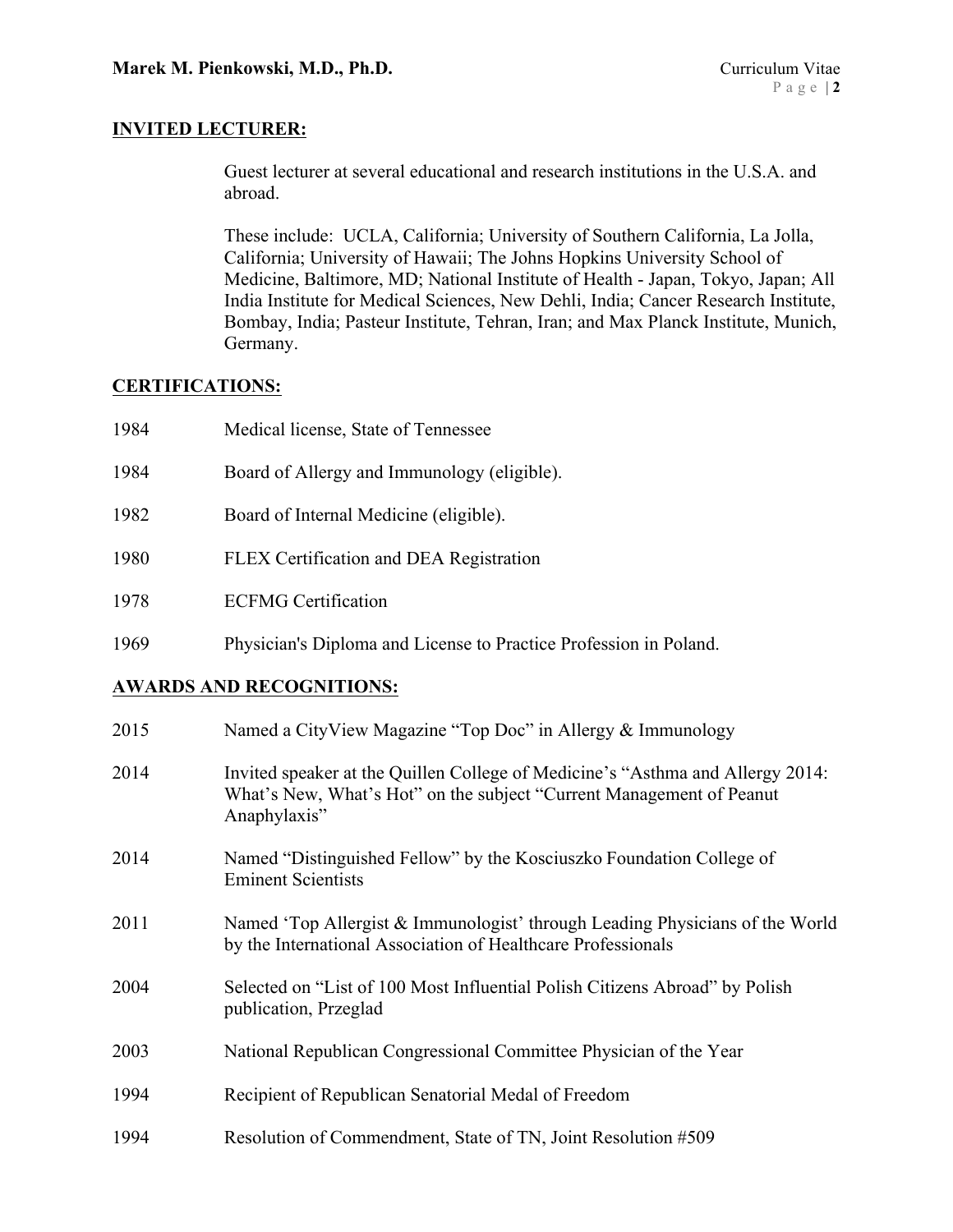## INVITED LECTURER:

Guest lecturer at several educational and research institutions in the U.S.A. and abroad.

These include: UCLA, California; University of Southern California, La Jolla, California; University of Hawaii; The Johns Hopkins University School of Medicine, Baltimore, MD; National Institute of Health - Japan, Tokyo, Japan; All India Institute for Medical Sciences, New Dehli, India; Cancer Research Institute, Bombay, India; Pasteur Institute, Tehran, Iran; and Max Planck Institute, Munich, Germany.

## CERTIFICATIONS:

| | |
|---|---|
| 1984 | Medical license, State of Tennessee |
| 1984 | Board of Allergy and Immunology (eligible). |
| 1982 | Board of Internal Medicine (eligible). |
| 1980 | FLEX Certification and DEA Registration |
| 1978 | ECFMG Certification |
| 1969 | Physician's Diploma and License to Practice Profession in Poland. |

## AWARDS AND RECOGNITIONS:

| | |
|---|---|
| 2015 | Named a CityView Magazine "Top Doc" in Allergy & Immunology |
| 2014 | Invited speaker at the Quillen College of Medicine's "Asthma and Allergy 2014: What's New, What's Hot" on the subject "Current Management of Peanut Anaphylaxis" |
| 2014 | Named "Distinguished Fellow" by the Kosciuszko Foundation College of Eminent Scientists |
| 2011 | Named 'Top Allergist & Immunologist' through Leading Physicians of the World by the International Association of Healthcare Professionals |
| 2004 | Selected on "List of 100 Most Influential Polish Citizens Abroad" by Polish publication, Przeglad |
| 2003 | National Republican Congressional Committee Physician of the Year |
| 1994 | Recipient of Republican Senatorial Medal of Freedom |
| 1994 | Resolution of Commendment, State of TN, Joint Resolution #509 |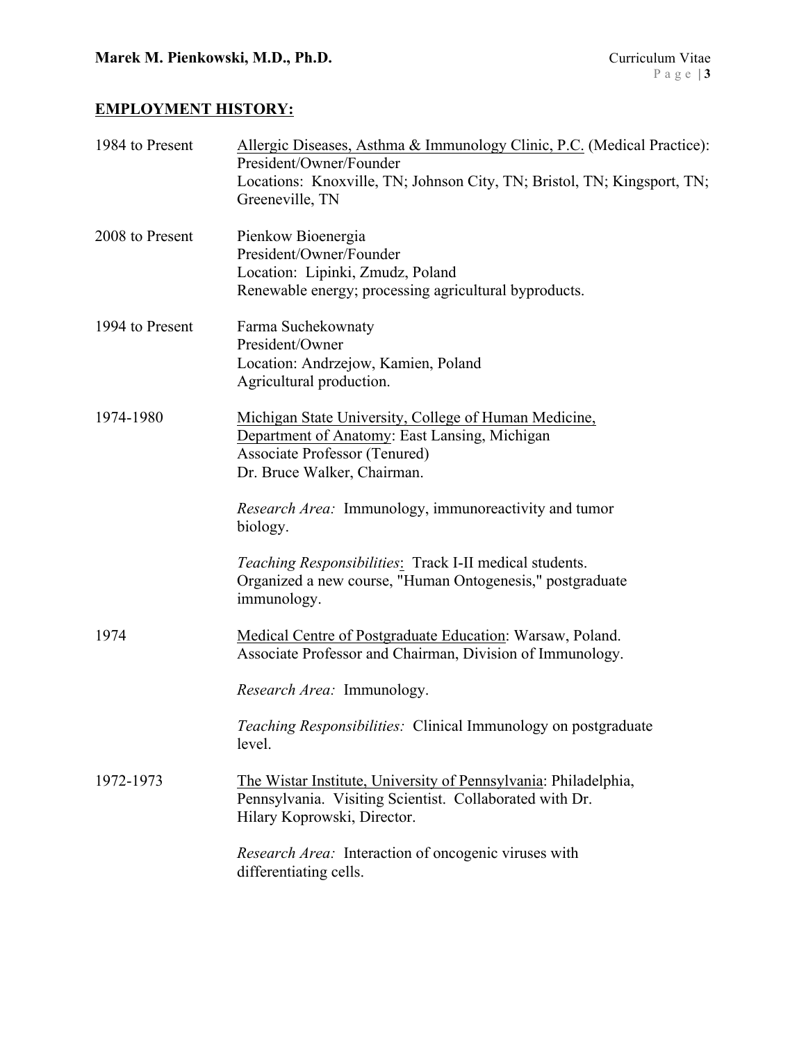## EMPLOYMENT HISTORY:

**1984 to Present**
Allergic Diseases, Asthma & Immunology Clinic, P.C. (Medical Practice):
President/Owner/Founder
Locations: Knoxville, TN; Johnson City, TN; Bristol, TN; Kingsport, TN; Greeneville, TN

**2008 to Present**
Pienkow Bioenergia
President/Owner/Founder
Location: Lipinki, Zmudz, Poland
Renewable energy; processing agricultural byproducts.

**1994 to Present**
Farma Suchekownaty
President/Owner
Location: Andrzejow, Kamien, Poland
Agricultural production.

**1974-1980**
Michigan State University, College of Human Medicine, Department of Anatomy: East Lansing, Michigan
Associate Professor (Tenured)
Dr. Bruce Walker, Chairman.

*Research Area:* Immunology, immunoreactivity and tumor biology.

*Teaching Responsibilities*: Track I-II medical students. Organized a new course, "Human Ontogenesis," postgraduate immunology.

**1974**
Medical Centre of Postgraduate Education: Warsaw, Poland.
Associate Professor and Chairman, Division of Immunology.

*Research Area:* Immunology.

*Teaching Responsibilities:* Clinical Immunology on postgraduate level.

**1972-1973**
The Wistar Institute, University of Pennsylvania: Philadelphia, Pennsylvania. Visiting Scientist. Collaborated with Dr. Hilary Koprowski, Director.

*Research Area:* Interaction of oncogenic viruses with differentiating cells.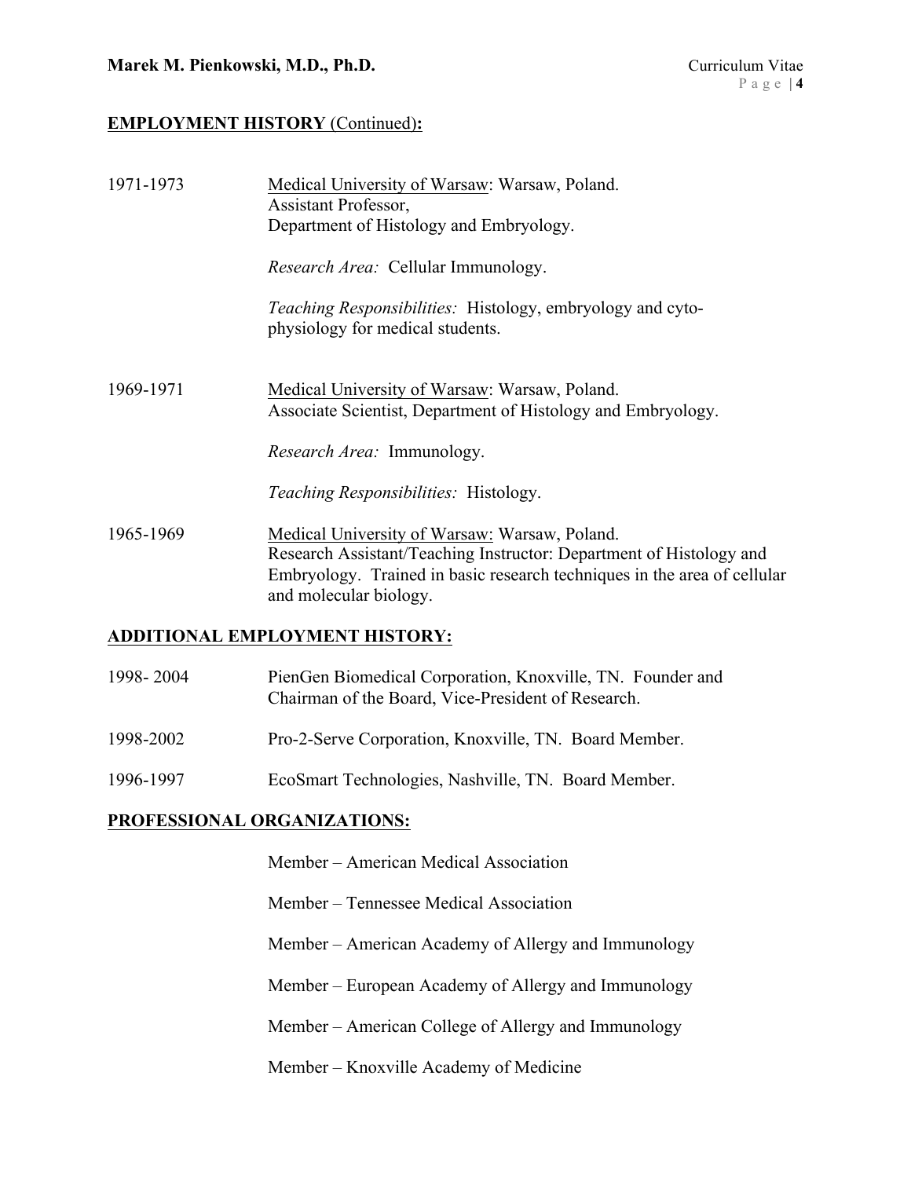## EMPLOYMENT HISTORY (Continued):

**1971-1973**

Medical University of Warsaw: Warsaw, Poland.
Assistant Professor,
Department of Histology and Embryology.

*Research Area:* Cellular Immunology.

*Teaching Responsibilities:* Histology, embryology and cyto-physiology for medical students.

**1969-1971**

Medical University of Warsaw: Warsaw, Poland.
Associate Scientist, Department of Histology and Embryology.

*Research Area:* Immunology.

*Teaching Responsibilities:* Histology.

**1965-1969**

Medical University of Warsaw: Warsaw, Poland.
Research Assistant/Teaching Instructor: Department of Histology and Embryology. Trained in basic research techniques in the area of cellular and molecular biology.

## ADDITIONAL EMPLOYMENT HISTORY:

**1998- 2004** PienGen Biomedical Corporation, Knoxville, TN. Founder and Chairman of the Board, Vice-President of Research.

**1998-2002** Pro-2-Serve Corporation, Knoxville, TN. Board Member.

**1996-1997** EcoSmart Technologies, Nashville, TN. Board Member.

## PROFESSIONAL ORGANIZATIONS:

Member – American Medical Association

Member – Tennessee Medical Association

Member – American Academy of Allergy and Immunology

Member – European Academy of Allergy and Immunology

Member – American College of Allergy and Immunology

Member – Knoxville Academy of Medicine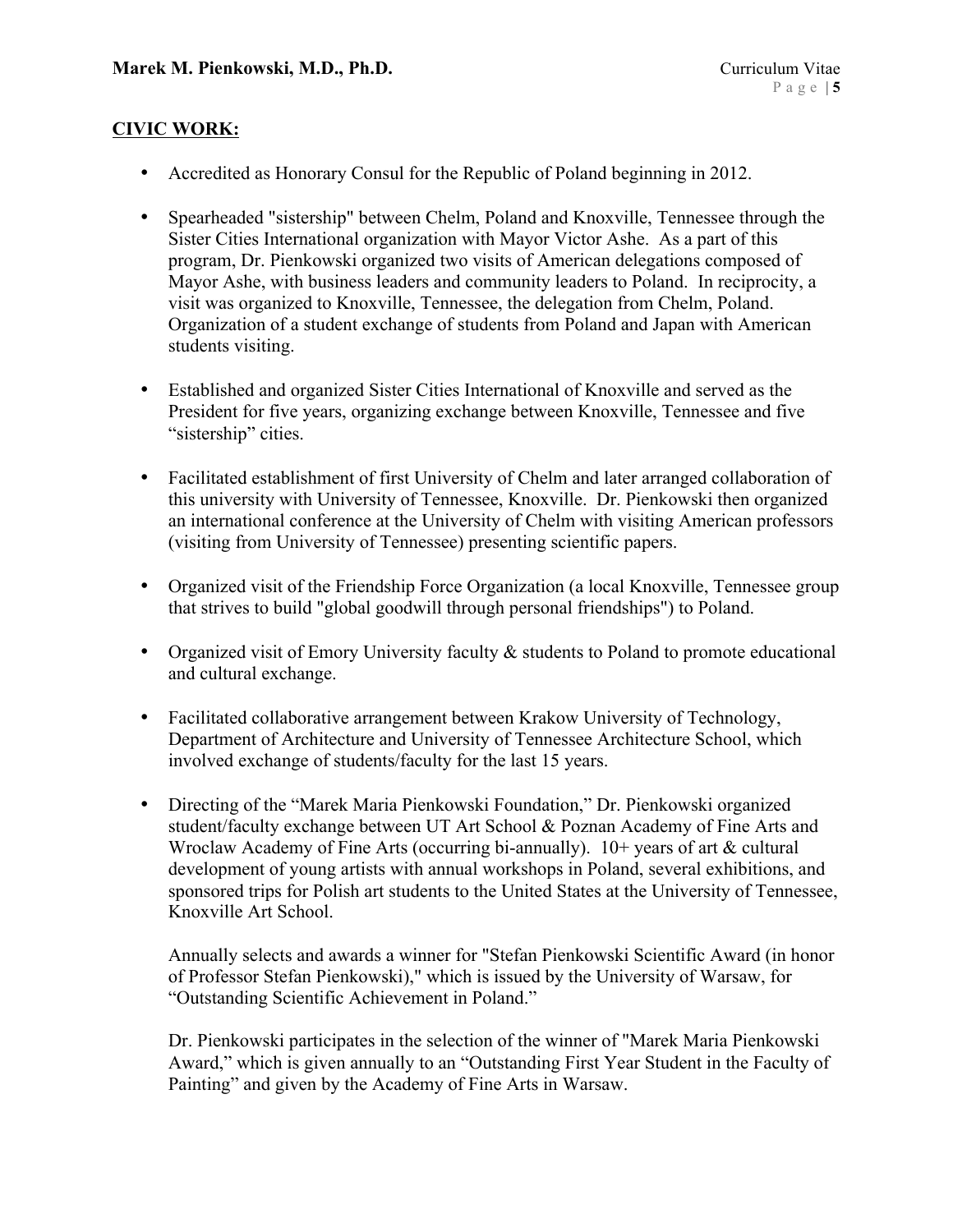## CIVIC WORK:

- Accredited as Honorary Consul for the Republic of Poland beginning in 2012.

- Spearheaded "sistership" between Chelm, Poland and Knoxville, Tennessee through the Sister Cities International organization with Mayor Victor Ashe. As a part of this program, Dr. Pienkowski organized two visits of American delegations composed of Mayor Ashe, with business leaders and community leaders to Poland. In reciprocity, a visit was organized to Knoxville, Tennessee, the delegation from Chelm, Poland. Organization of a student exchange of students from Poland and Japan with American students visiting.

- Established and organized Sister Cities International of Knoxville and served as the President for five years, organizing exchange between Knoxville, Tennessee and five "sistership" cities.

- Facilitated establishment of first University of Chelm and later arranged collaboration of this university with University of Tennessee, Knoxville. Dr. Pienkowski then organized an international conference at the University of Chelm with visiting American professors (visiting from University of Tennessee) presenting scientific papers.

- Organized visit of the Friendship Force Organization (a local Knoxville, Tennessee group that strives to build "global goodwill through personal friendships") to Poland.

- Organized visit of Emory University faculty & students to Poland to promote educational and cultural exchange.

- Facilitated collaborative arrangement between Krakow University of Technology, Department of Architecture and University of Tennessee Architecture School, which involved exchange of students/faculty for the last 15 years.

- Directing of the "Marek Maria Pienkowski Foundation," Dr. Pienkowski organized student/faculty exchange between UT Art School & Poznan Academy of Fine Arts and Wroclaw Academy of Fine Arts (occurring bi-annually). 10+ years of art & cultural development of young artists with annual workshops in Poland, several exhibitions, and sponsored trips for Polish art students to the United States at the University of Tennessee, Knoxville Art School.

  Annually selects and awards a winner for "Stefan Pienkowski Scientific Award (in honor of Professor Stefan Pienkowski)," which is issued by the University of Warsaw, for "Outstanding Scientific Achievement in Poland."

  Dr. Pienkowski participates in the selection of the winner of "Marek Maria Pienkowski Award," which is given annually to an "Outstanding First Year Student in the Faculty of Painting" and given by the Academy of Fine Arts in Warsaw.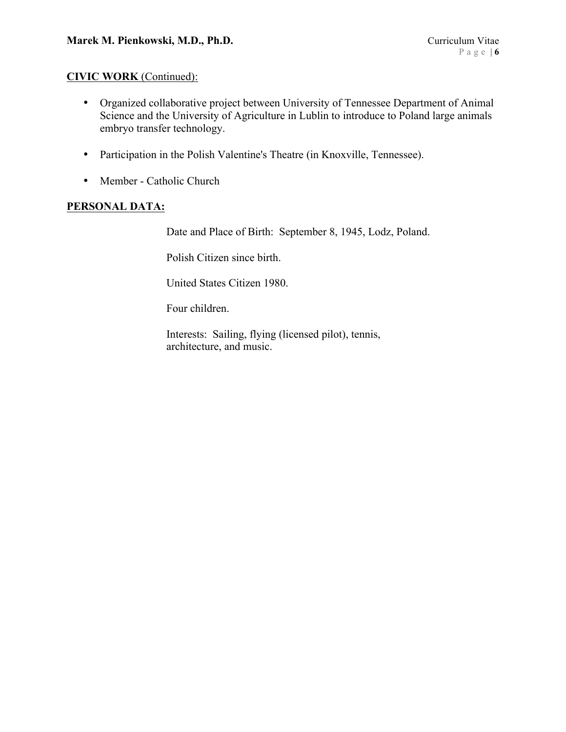**CIVIC WORK** (Continued):

- Organized collaborative project between University of Tennessee Department of Animal Science and the University of Agriculture in Lublin to introduce to Poland large animals embryo transfer technology.

- Participation in the Polish Valentine's Theatre (in Knoxville, Tennessee).

- Member - Catholic Church

**PERSONAL DATA:**

Date and Place of Birth: September 8, 1945, Lodz, Poland.

Polish Citizen since birth.

United States Citizen 1980.

Four children.

Interests: Sailing, flying (licensed pilot), tennis, architecture, and music.